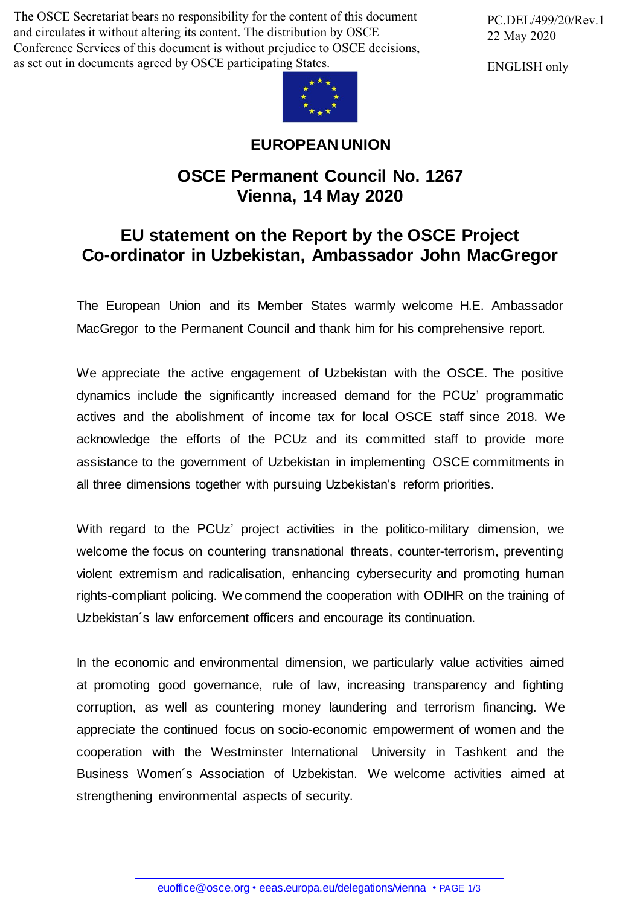The OSCE Secretariat bears no responsibility for the content of this document and circulates it without altering its content. The distribution by OSCE Conference Services of this document is without prejudice to OSCE decisions, as set out in documents agreed by OSCE participating States.

PC.DEL/499/20/Rev.1
22 May 2020

ENGLISH only

**EUROPEAN UNION**

## OSCE Permanent Council No. 1267
## Vienna, 14 May 2020

# EU statement on the Report by the OSCE Project Co-ordinator in Uzbekistan, Ambassador John MacGregor

The European Union and its Member States warmly welcome H.E. Ambassador MacGregor to the Permanent Council and thank him for his comprehensive report.

We appreciate the active engagement of Uzbekistan with the OSCE. The positive dynamics include the significantly increased demand for the PCUz' programmatic actives and the abolishment of income tax for local OSCE staff since 2018. We acknowledge the efforts of the PCUz and its committed staff to provide more assistance to the government of Uzbekistan in implementing OSCE commitments in all three dimensions together with pursuing Uzbekistan's reform priorities.

With regard to the PCUz' project activities in the politico-military dimension, we welcome the focus on countering transnational threats, counter-terrorism, preventing violent extremism and radicalisation, enhancing cybersecurity and promoting human rights-compliant policing. We commend the cooperation with ODIHR on the training of Uzbekistan´s law enforcement officers and encourage its continuation.

In the economic and environmental dimension, we particularly value activities aimed at promoting good governance, rule of law, increasing transparency and fighting corruption, as well as countering money laundering and terrorism financing. We appreciate the continued focus on socio-economic empowerment of women and the cooperation with the Westminster International University in Tashkent and the Business Women´s Association of Uzbekistan. We welcome activities aimed at strengthening environmental aspects of security.

euoffice@osce.org • eeas.europa.eu/delegations/vienna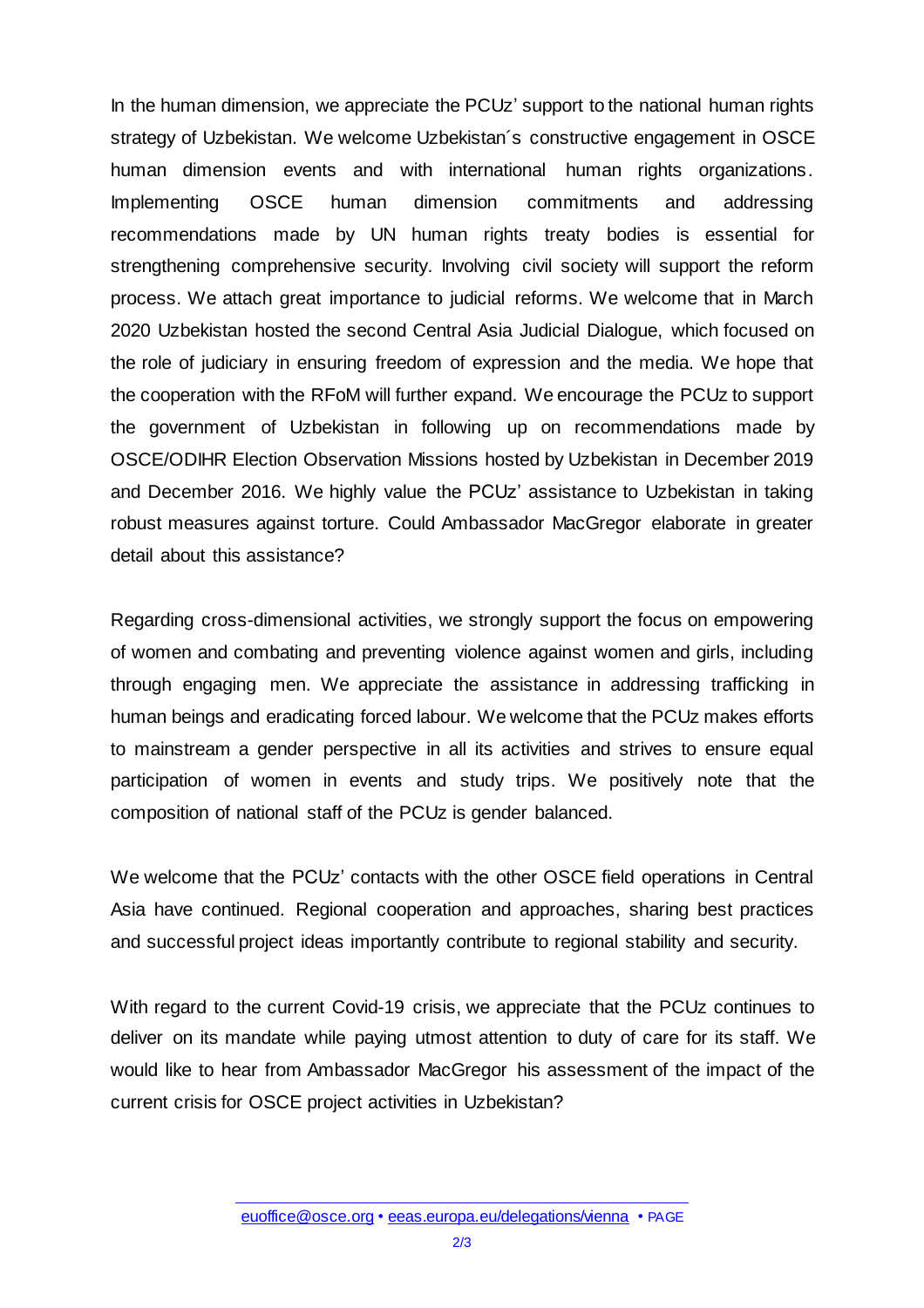In the human dimension, we appreciate the PCUz' support to the national human rights strategy of Uzbekistan. We welcome Uzbekistan´s constructive engagement in OSCE human dimension events and with international human rights organizations. Implementing OSCE human dimension commitments and addressing recommendations made by UN human rights treaty bodies is essential for strengthening comprehensive security. Involving civil society will support the reform process. We attach great importance to judicial reforms. We welcome that in March 2020 Uzbekistan hosted the second Central Asia Judicial Dialogue, which focused on the role of judiciary in ensuring freedom of expression and the media. We hope that the cooperation with the RFoM will further expand. We encourage the PCUz to support the government of Uzbekistan in following up on recommendations made by OSCE/ODIHR Election Observation Missions hosted by Uzbekistan in December 2019 and December 2016. We highly value the PCUz' assistance to Uzbekistan in taking robust measures against torture. Could Ambassador MacGregor elaborate in greater detail about this assistance?

Regarding cross-dimensional activities, we strongly support the focus on empowering of women and combating and preventing violence against women and girls, including through engaging men. We appreciate the assistance in addressing trafficking in human beings and eradicating forced labour. We welcome that the PCUz makes efforts to mainstream a gender perspective in all its activities and strives to ensure equal participation of women in events and study trips. We positively note that the composition of national staff of the PCUz is gender balanced.

We welcome that the PCUz' contacts with the other OSCE field operations in Central Asia have continued. Regional cooperation and approaches, sharing best practices and successful project ideas importantly contribute to regional stability and security.

With regard to the current Covid-19 crisis, we appreciate that the PCUz continues to deliver on its mandate while paying utmost attention to duty of care for its staff. We would like to hear from Ambassador MacGregor his assessment of the impact of the current crisis for OSCE project activities in Uzbekistan?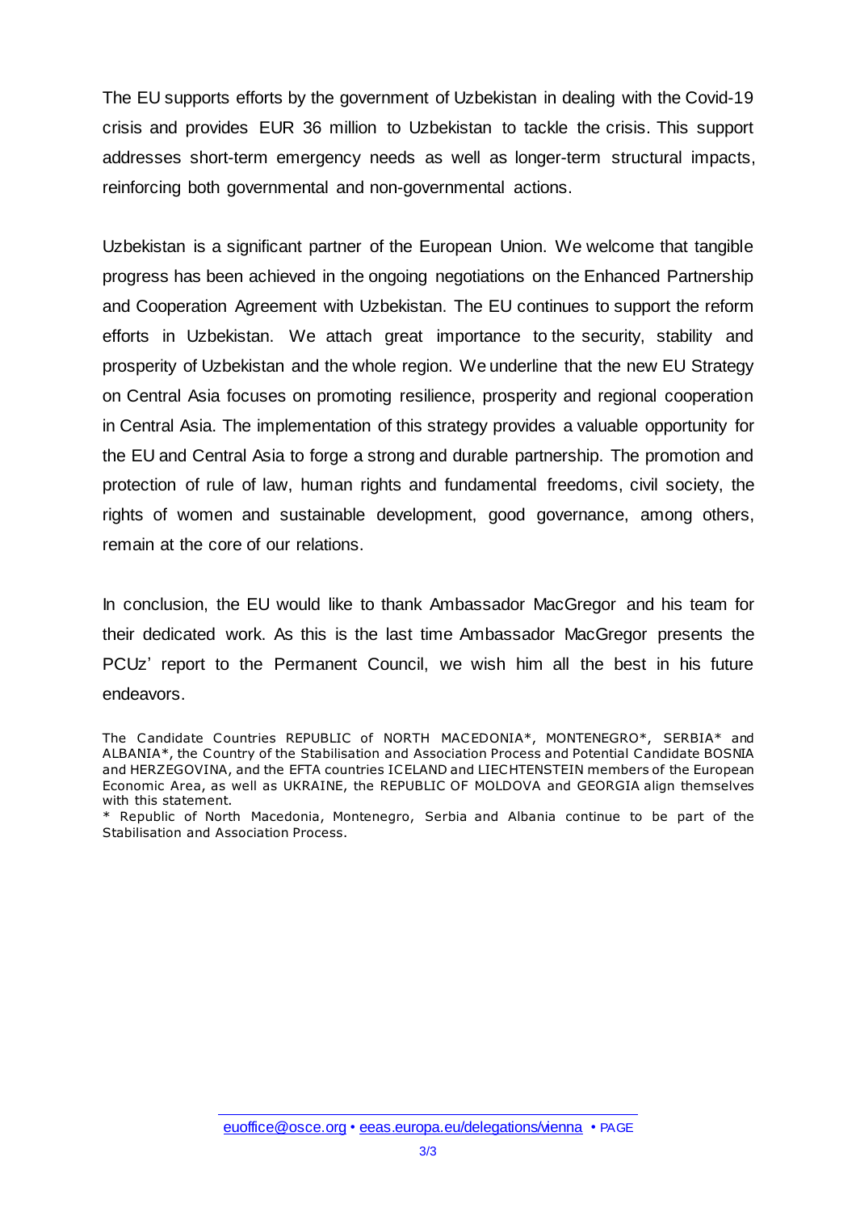The EU supports efforts by the government of Uzbekistan in dealing with the Covid-19 crisis and provides EUR 36 million to Uzbekistan to tackle the crisis. This support addresses short-term emergency needs as well as longer-term structural impacts, reinforcing both governmental and non-governmental actions.

Uzbekistan is a significant partner of the European Union. We welcome that tangible progress has been achieved in the ongoing negotiations on the Enhanced Partnership and Cooperation Agreement with Uzbekistan. The EU continues to support the reform efforts in Uzbekistan. We attach great importance to the security, stability and prosperity of Uzbekistan and the whole region. We underline that the new EU Strategy on Central Asia focuses on promoting resilience, prosperity and regional cooperation in Central Asia. The implementation of this strategy provides a valuable opportunity for the EU and Central Asia to forge a strong and durable partnership. The promotion and protection of rule of law, human rights and fundamental freedoms, civil society, the rights of women and sustainable development, good governance, among others, remain at the core of our relations.

In conclusion, the EU would like to thank Ambassador MacGregor and his team for their dedicated work. As this is the last time Ambassador MacGregor presents the PCUz' report to the Permanent Council, we wish him all the best in his future endeavors.

The Candidate Countries REPUBLIC of NORTH MACEDONIA*, MONTENEGRO*, SERBIA* and ALBANIA*, the Country of the Stabilisation and Association Process and Potential Candidate BOSNIA and HERZEGOVINA, and the EFTA countries ICELAND and LIECHTENSTEIN members of the European Economic Area, as well as UKRAINE, the REPUBLIC OF MOLDOVA and GEORGIA align themselves with this statement.

* Republic of North Macedonia, Montenegro, Serbia and Albania continue to be part of the Stabilisation and Association Process.

euoffice@osce.org • eeas.europa.eu/delegations/vienna